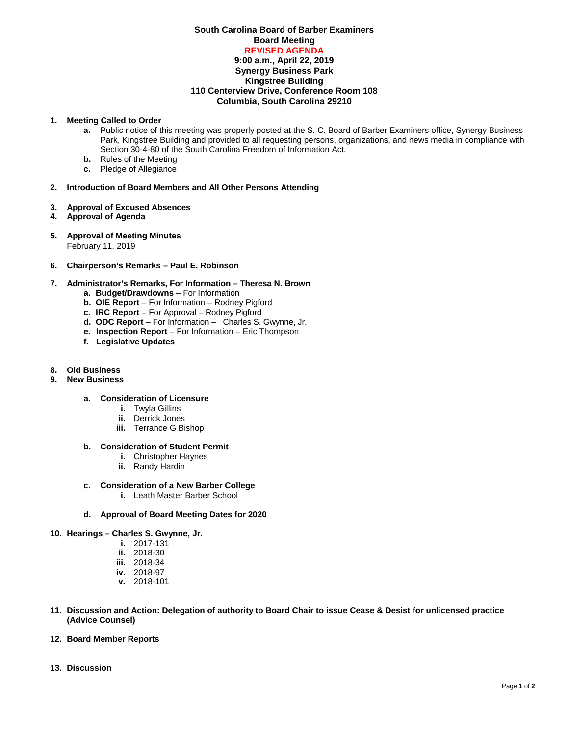# South Carolina Board of Barber Examiners

## Board Meeting

**REVISED AGENDA**

**9:00 a.m., April 22, 2019**
**Synergy Business Park**
**Kingstree Building**
**110 Centerview Drive, Conference Room 108**
**Columbia, South Carolina 29210**

1. **Meeting Called to Order**
   - **a.** Public notice of this meeting was properly posted at the S. C. Board of Barber Examiners office, Synergy Business Park, Kingstree Building and provided to all requesting persons, organizations, and news media in compliance with Section 30-4-80 of the South Carolina Freedom of Information Act.
   - **b.** Rules of the Meeting
   - **c.** Pledge of Allegiance

2. **Introduction of Board Members and All Other Persons Attending**

3. **Approval of Excused Absences**
4. **Approval of Agenda**

5. **Approval of Meeting Minutes**
   February 11, 2019

6. **Chairperson's Remarks – Paul E. Robinson**

7. **Administrator's Remarks, For Information – Theresa N. Brown**
   - **a. Budget/Drawdowns** – For Information
   - **b. OIE Report** – For Information – Rodney Pigford
   - **c. IRC Report** – For Approval – Rodney Pigford
   - **d. ODC Report** – For Information – Charles S. Gwynne, Jr.
   - **e. Inspection Report** – For Information – Eric Thompson
   - **f. Legislative Updates**

8. **Old Business**
9. **New Business**
   - **a. Consideration of Licensure**
     - i. Twyla Gillins
     - ii. Derrick Jones
     - iii. Terrance G Bishop
   - **b. Consideration of Student Permit**
     - i. Christopher Haynes
     - ii. Randy Hardin
   - **c. Consideration of a New Barber College**
     - i. Leath Master Barber School
   - **d. Approval of Board Meeting Dates for 2020**

10. **Hearings – Charles S. Gwynne, Jr.**
    - i. 2017-131
    - ii. 2018-30
    - iii. 2018-34
    - iv. 2018-97
    - v. 2018-101

11. **Discussion and Action: Delegation of authority to Board Chair to issue Cease & Desist for unlicensed practice (Advice Counsel)**

12. **Board Member Reports**

13. **Discussion**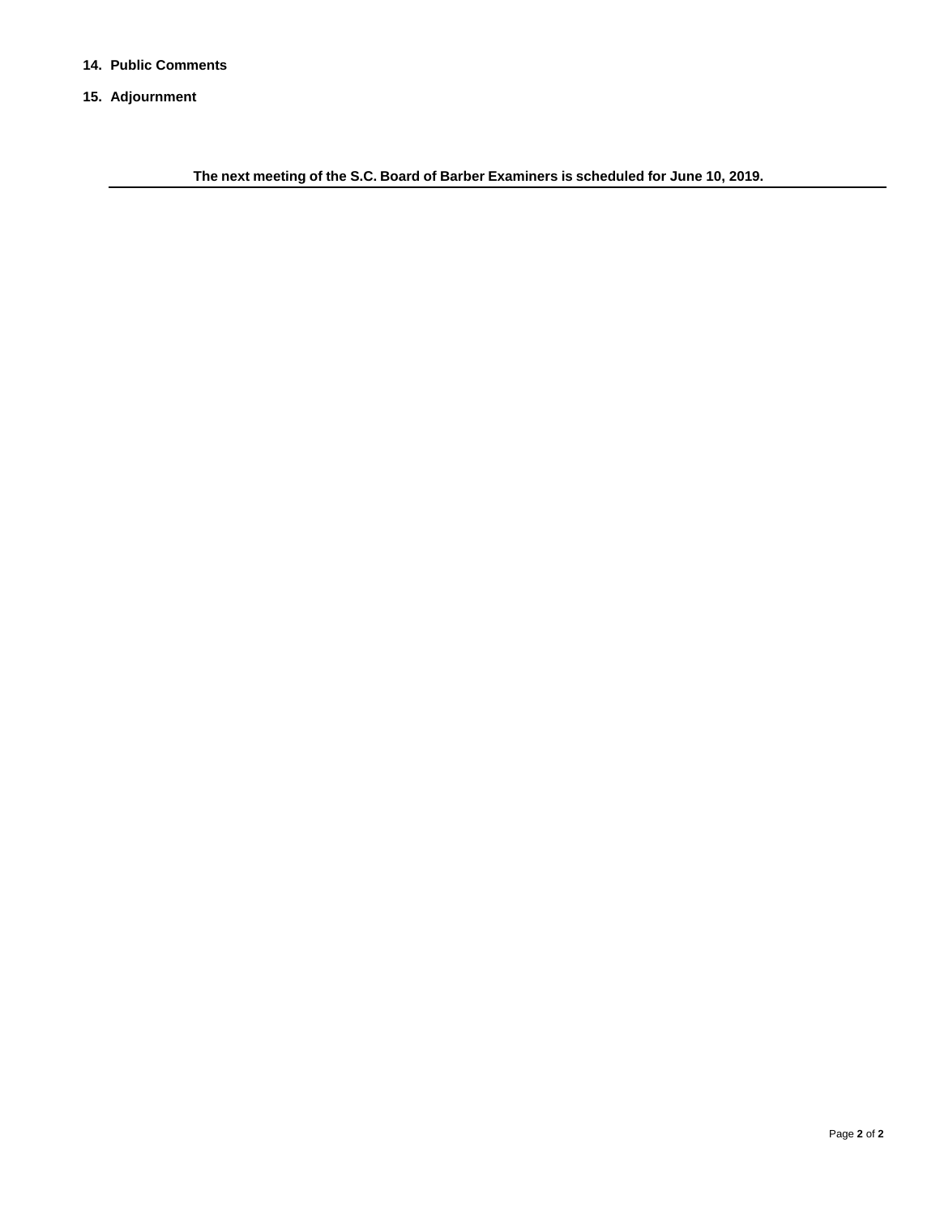**14. Public Comments**

**15. Adjournment**

**The next meeting of the S.C. Board of Barber Examiners is scheduled for June 10, 2019.**